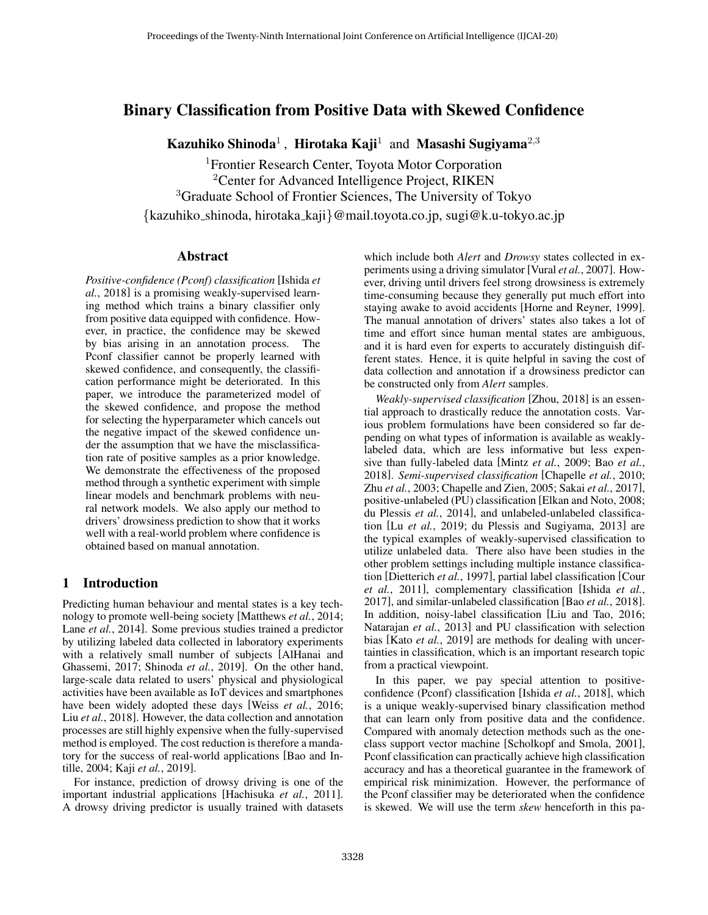# Binary Classification from Positive Data with Skewed Confidence

**Kazuhiko Shinoda**[1], **Hirotaka Kaji**[1] and **Masashi Sugiyama**[2,3]

[1]Frontier Research Center, Toyota Motor Corporation
[2]Center for Advanced Intelligence Project, RIKEN
[3]Graduate School of Frontier Sciences, The University of Tokyo
{kazuhiko_shinoda, hirotaka_kaji}@mail.toyota.co.jp, sugi@k.u-tokyo.ac.jp

## Abstract

*Positive-confidence (Pconf) classification* [Ishida *et al.*, 2018] is a promising weakly-supervised learning method which trains a binary classifier only from positive data equipped with confidence. However, in practice, the confidence may be skewed by bias arising in an annotation process. The Pconf classifier cannot be properly learned with skewed confidence, and consequently, the classification performance might be deteriorated. In this paper, we introduce the parameterized model of the skewed confidence, and propose the method for selecting the hyperparameter which cancels out the negative impact of the skewed confidence under the assumption that we have the misclassification rate of positive samples as a prior knowledge. We demonstrate the effectiveness of the proposed method through a synthetic experiment with simple linear models and benchmark problems with neural network models. We also apply our method to drivers' drowsiness prediction to show that it works well with a real-world problem where confidence is obtained based on manual annotation.

## 1 Introduction

Predicting human behaviour and mental states is a key technology to promote well-being society [Matthews *et al.*, 2014; Lane *et al.*, 2014]. Some previous studies trained a predictor by utilizing labeled data collected in laboratory experiments with a relatively small number of subjects [AlHanai and Ghassemi, 2017; Shinoda *et al.*, 2019]. On the other hand, large-scale data related to users' physical and physiological activities have been available as IoT devices and smartphones have been widely adopted these days [Weiss *et al.*, 2016; Liu *et al.*, 2018]. However, the data collection and annotation processes are still highly expensive when the fully-supervised method is employed. The cost reduction is therefore a mandatory for the success of real-world applications [Bao and Intille, 2004; Kaji *et al.*, 2019].

For instance, prediction of drowsy driving is one of the important industrial applications [Hachisuka *et al.*, 2011]. A drowsy driving predictor is usually trained with datasets which include both *Alert* and *Drowsy* states collected in experiments using a driving simulator [Vural *et al.*, 2007]. However, driving until drivers feel strong drowsiness is extremely time-consuming because they generally put much effort into staying awake to avoid accidents [Horne and Reyner, 1999]. The manual annotation of drivers' states also takes a lot of time and effort since human mental states are ambiguous, and it is hard even for experts to accurately distinguish different states. Hence, it is quite helpful in saving the cost of data collection and annotation if a drowsiness predictor can be constructed only from *Alert* samples.

*Weakly-supervised classification* [Zhou, 2018] is an essential approach to drastically reduce the annotation costs. Various problem formulations have been considered so far depending on what types of information is available as weakly-labeled data, which are less informative but less expensive than fully-labeled data [Mintz *et al.*, 2009; Bao *et al.*, 2018]. *Semi-supervised classification* [Chapelle *et al.*, 2010; Zhu *et al.*, 2003; Chapelle and Zien, 2005; Sakai *et al.*, 2017], positive-unlabeled (PU) classification [Elkan and Noto, 2008; du Plessis *et al.*, 2014], and unlabeled-unlabeled classification [Lu *et al.*, 2019; du Plessis and Sugiyama, 2013] are the typical examples of weakly-supervised classification to utilize unlabeled data. There also have been studies in the other problem settings including multiple instance classification [Dietterich *et al.*, 1997], partial label classification [Cour *et al.*, 2011], complementary classification [Ishida *et al.*, 2017], and similar-unlabeled classification [Bao *et al.*, 2018]. In addition, noisy-label classification [Liu and Tao, 2016; Natarajan *et al.*, 2013] and PU classification with selection bias [Kato *et al.*, 2019] are methods for dealing with uncertainties in classification, which is an important research topic from a practical viewpoint.

In this paper, we pay special attention to positive-confidence (Pconf) classification [Ishida *et al.*, 2018], which is a unique weakly-supervised binary classification method that can learn only from positive data and the confidence. Compared with anomaly detection methods such as the one-class support vector machine [Scholkopf and Smola, 2001], Pconf classification can practically achieve high classification accuracy and has a theoretical guarantee in the framework of empirical risk minimization. However, the performance of the Pconf classifier may be deteriorated when the confidence is skewed. We will use the term *skew* henceforth in this pa-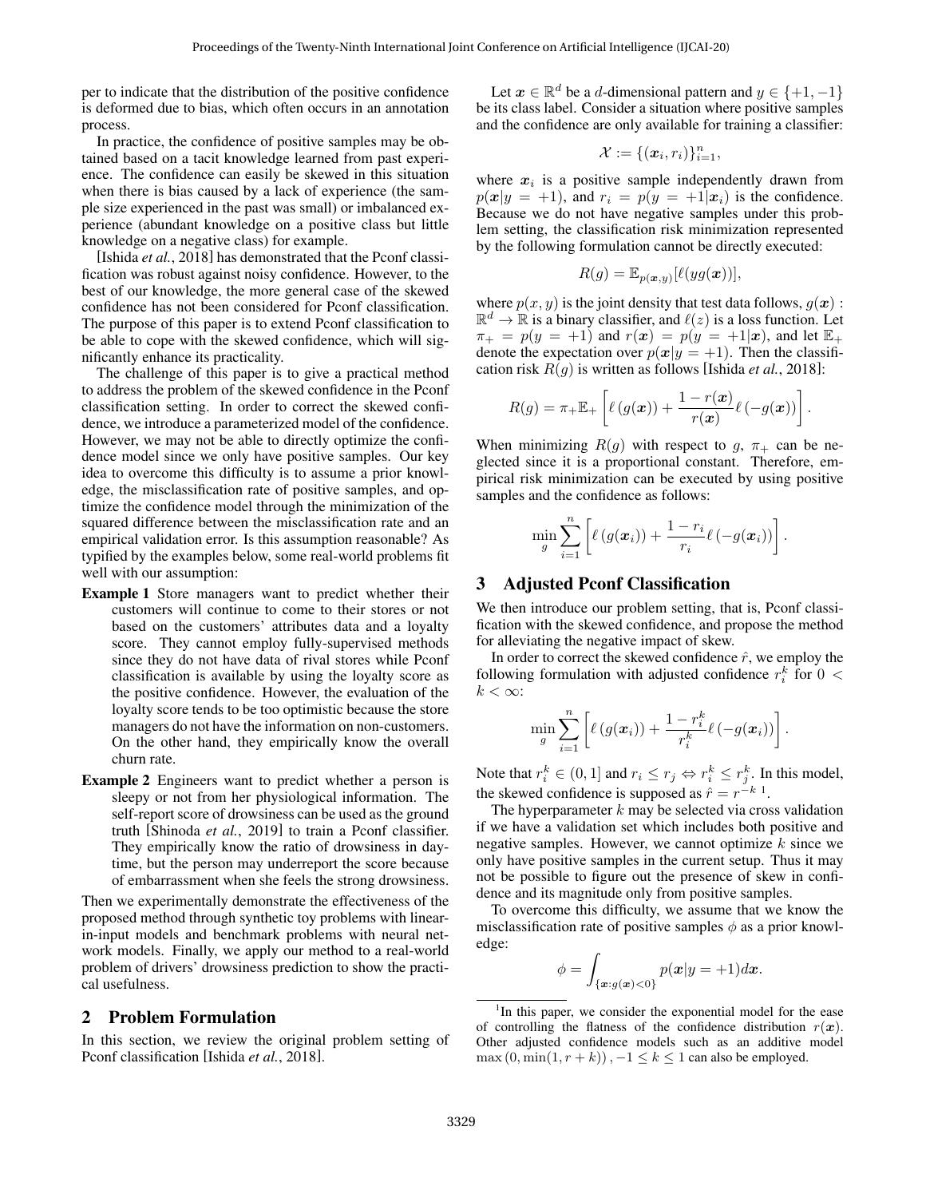per to indicate that the distribution of the positive confidence is deformed due to bias, which often occurs in an annotation process.

In practice, the confidence of positive samples may be obtained based on a tacit knowledge learned from past experience. The confidence can easily be skewed in this situation when there is bias caused by a lack of experience (the sample size experienced in the past was small) or imbalanced experience (abundant knowledge on a positive class but little knowledge on a negative class) for example.

[Ishida *et al.*, 2018] has demonstrated that the Pconf classification was robust against noisy confidence. However, to the best of our knowledge, the more general case of the skewed confidence has not been considered for Pconf classification. The purpose of this paper is to extend Pconf classification to be able to cope with the skewed confidence, which will significantly enhance its practicality.

The challenge of this paper is to give a practical method to address the problem of the skewed confidence in the Pconf classification setting. In order to correct the skewed confidence, we introduce a parameterized model of the confidence. However, we may not be able to directly optimize the confidence model since we only have positive samples. Our key idea to overcome this difficulty is to assume a prior knowledge, the misclassification rate of positive samples, and optimize the confidence model through the minimization of the squared difference between the misclassification rate and an empirical validation error. Is this assumption reasonable? As typified by the examples below, some real-world problems fit well with our assumption:

**Example 1** Store managers want to predict whether their customers will continue to come to their stores or not based on the customers' attributes data and a loyalty score. They cannot employ fully-supervised methods since they do not have data of rival stores while Pconf classification is available by using the loyalty score as the positive confidence. However, the evaluation of the loyalty score tends to be too optimistic because the store managers do not have the information on non-customers. On the other hand, they empirically know the overall churn rate.

**Example 2** Engineers want to predict whether a person is sleepy or not from her physiological information. The self-report score of drowsiness can be used as the ground truth [Shinoda *et al.*, 2019] to train a Pconf classifier. They empirically know the ratio of drowsiness in daytime, but the person may underreport the score because of embarrassment when she feels the strong drowsiness.

Then we experimentally demonstrate the effectiveness of the proposed method through synthetic toy problems with linear-in-input models and benchmark problems with neural network models. Finally, we apply our method to a real-world problem of drivers' drowsiness prediction to show the practical usefulness.

## 2 Problem Formulation

In this section, we review the original problem setting of Pconf classification [Ishida *et al.*, 2018].

Let $\boldsymbol{x} \in \mathbb{R}^d$ be a $d$-dimensional pattern and $y \in \{+1, -1\}$ be its class label. Consider a situation where positive samples and the confidence are only available for training a classifier:

$$\mathcal{X} := \{(\boldsymbol{x}_i, r_i)\}_{i=1}^n,$$

where $\boldsymbol{x}_i$ is a positive sample independently drawn from $p(\boldsymbol{x}|y = +1)$, and $r_i = p(y = +1|\boldsymbol{x}_i)$ is the confidence. Because we do not have negative samples under this problem setting, the classification risk minimization represented by the following formulation cannot be directly executed:

$$R(g) = \mathbb{E}_{p(\boldsymbol{x},y)}[\ell(yg(\boldsymbol{x}))],$$

where $p(x, y)$ is the joint density that test data follows, $g(\boldsymbol{x}) : \mathbb{R}^d \to \mathbb{R}$ is a binary classifier, and $\ell(z)$ is a loss function. Let $\pi_+ = p(y = +1)$ and $r(\boldsymbol{x}) = p(y = +1|\boldsymbol{x})$, and let $\mathbb{E}_+$ denote the expectation over $p(\boldsymbol{x}|y = +1)$. Then the classification risk $R(g)$ is written as follows [Ishida *et al.*, 2018]:

$$R(g) = \pi_+ \mathbb{E}_+ \left[ \ell\left(g(\boldsymbol{x})\right) + \frac{1 - r(\boldsymbol{x})}{r(\boldsymbol{x})} \ell\left(-g(\boldsymbol{x})\right) \right].$$

When minimizing $R(g)$ with respect to $g$, $\pi_+$ can be neglected since it is a proportional constant. Therefore, empirical risk minimization can be executed by using positive samples and the confidence as follows:

$$\min_g \sum_{i=1}^n \left[ \ell\left(g(\boldsymbol{x}_i)\right) + \frac{1 - r_i}{r_i} \ell\left(-g(\boldsymbol{x}_i)\right) \right].$$

## 3 Adjusted Pconf Classification

We then introduce our problem setting, that is, Pconf classification with the skewed confidence, and propose the method for alleviating the negative impact of skew.

In order to correct the skewed confidence $\hat{r}$, we employ the following formulation with adjusted confidence $r_i^k$ for $0 < k < \infty$:

$$\min_g \sum_{i=1}^n \left[ \ell\left(g(\boldsymbol{x}_i)\right) + \frac{1 - r_i^k}{r_i^k} \ell\left(-g(\boldsymbol{x}_i)\right) \right].$$

Note that $r_i^k \in (0, 1]$ and $r_i \leq r_j \Leftrightarrow r_i^k \leq r_j^k$. In this model, the skewed confidence is supposed as $\hat{r} = r^{-k}$ [1].

The hyperparameter $k$ may be selected via cross validation if we have a validation set which includes both positive and negative samples. However, we cannot optimize $k$ since we only have positive samples in the current setup. Thus it may not be possible to figure out the presence of skew in confidence and its magnitude only from positive samples.

To overcome this difficulty, we assume that we know the misclassification rate of positive samples $\phi$ as a prior knowledge:

$$\phi = \int_{\{\boldsymbol{x}: g(\boldsymbol{x})<0\}} p(\boldsymbol{x}|y = +1) d\boldsymbol{x}.$$

[1] In this paper, we consider the exponential model for the ease of controlling the flatness of the confidence distribution $r(\boldsymbol{x})$. Other adjusted confidence models such as an additive model $\max\left(0, \min(1, r + k)\right), -1 \leq k \leq 1$ can also be employed.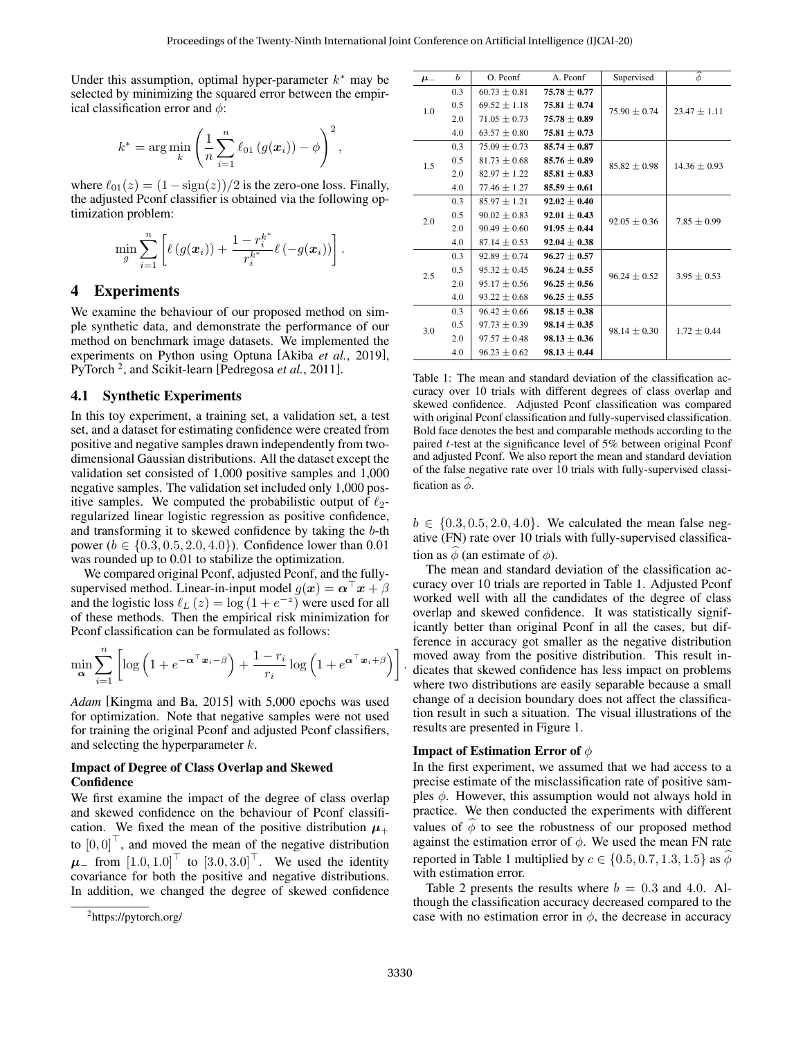Under this assumption, optimal hyper-parameter $k^*$ may be selected by minimizing the squared error between the empirical classification error and $\phi$:

$$k^* = \arg\min_k \left( \frac{1}{n} \sum_{i=1}^{n} \ell_{01}\left(g(\boldsymbol{x}_i)\right) - \phi \right)^2,$$

where $\ell_{01}(z) = (1 - \mathrm{sign}(z))/2$ is the zero-one loss. Finally, the adjusted Pconf classifier is obtained via the following optimization problem:

$$\min_g \sum_{i=1}^{n} \left[ \ell\left(g(\boldsymbol{x}_i)\right) + \frac{1 - r_i^{k^*}}{r_i^{k^*}} \ell\left(-g(\boldsymbol{x}_i)\right) \right].$$

# 4 Experiments

We examine the behaviour of our proposed method on simple synthetic data, and demonstrate the performance of our method on benchmark image datasets. We implemented the experiments on Python using Optuna [Akiba *et al.*, 2019], PyTorch [2], and Scikit-learn [Pedregosa *et al.*, 2011].

## 4.1 Synthetic Experiments

In this toy experiment, a training set, a validation set, a test set, and a dataset for estimating confidence were created from positive and negative samples drawn independently from two-dimensional Gaussian distributions. All the dataset except the validation set consisted of 1,000 positive samples and 1,000 negative samples. The validation set included only 1,000 positive samples. We computed the probabilistic output of $\ell_2$-regularized linear logistic regression as positive confidence, and transforming it to skewed confidence by taking the $b$-th power ($b \in \{0.3, 0.5, 2.0, 4.0\}$). Confidence lower than 0.01 was rounded up to 0.01 to stabilize the optimization.

We compared original Pconf, adjusted Pconf, and the fully-supervised method. Linear-in-input model $g(\boldsymbol{x}) = \boldsymbol{\alpha}^\top \boldsymbol{x} + \beta$ and the logistic loss $\ell_L(z) = \log(1 + e^{-z})$ were used for all of these methods. Then the empirical risk minimization for Pconf classification can be formulated as follows:

$$\min_{\boldsymbol{\alpha}} \sum_{i=1}^{n} \left[ \log\left(1 + e^{-\boldsymbol{\alpha}^\top \boldsymbol{x}_i - \beta}\right) + \frac{1 - r_i}{r_i} \log\left(1 + e^{\boldsymbol{\alpha}^\top \boldsymbol{x}_i + \beta}\right) \right].$$

*Adam* [Kingma and Ba, 2015] with 5,000 epochs was used for optimization. Note that negative samples were not used for training the original Pconf and adjusted Pconf classifiers, and selecting the hyperparameter $k$.

### Impact of Degree of Class Overlap and Skewed Confidence

We first examine the impact of the degree of class overlap and skewed confidence on the behaviour of Pconf classification. We fixed the mean of the positive distribution $\boldsymbol{\mu}_+$ to $[0, 0]^\top$, and moved the mean of the negative distribution $\boldsymbol{\mu}_-$ from $[1.0, 1.0]^\top$ to $[3.0, 3.0]^\top$. We used the identity covariance for both the positive and negative distributions. In addition, we changed the degree of skewed confidence $b \in \{0.3, 0.5, 2.0, 4.0\}$. We calculated the mean false negative (FN) rate over 10 trials with fully-supervised classification as $\widehat{\phi}$ (an estimate of $\phi$).

| $\boldsymbol{\mu}_-$ | $b$ | O. Pconf | A. Pconf | Supervised | $\widehat{\phi}$ |
|---|---|---|---|---|---|
| 1.0 | 0.3 | 60.73 ± 0.81 | **75.78 ± 0.77** | 75.90 ± 0.74 | 23.47 ± 1.11 |
| | 0.5 | 69.52 ± 1.18 | **75.81 ± 0.74** | | |
| | 2.0 | 71.05 ± 0.73 | **75.78 ± 0.89** | | |
| | 4.0 | 63.57 ± 0.80 | **75.81 ± 0.73** | | |
| 1.5 | 0.3 | 75.09 ± 0.73 | **85.74 ± 0.87** | 85.82 ± 0.98 | 14.36 ± 0.93 |
| | 0.5 | 81.73 ± 0.68 | **85.76 ± 0.89** | | |
| | 2.0 | 82.97 ± 1.22 | **85.81 ± 0.83** | | |
| | 4.0 | 77.46 ± 1.27 | **85.59 ± 0.61** | | |
| 2.0 | 0.3 | 85.97 ± 1.21 | **92.02 ± 0.40** | 92.05 ± 0.36 | 7.85 ± 0.99 |
| | 0.5 | 90.02 ± 0.83 | **92.01 ± 0.43** | | |
| | 2.0 | 90.49 ± 0.60 | **91.95 ± 0.44** | | |
| | 4.0 | 87.14 ± 0.53 | **92.04 ± 0.38** | | |
| 2.5 | 0.3 | 92.89 ± 0.74 | **96.27 ± 0.57** | 96.24 ± 0.52 | 3.95 ± 0.53 |
| | 0.5 | 95.32 ± 0.45 | **96.24 ± 0.55** | | |
| | 2.0 | 95.17 ± 0.56 | **96.25 ± 0.56** | | |
| | 4.0 | 93.22 ± 0.68 | **96.25 ± 0.55** | | |
| 3.0 | 0.3 | 96.42 ± 0.66 | **98.15 ± 0.38** | 98.14 ± 0.30 | 1.72 ± 0.44 |
| | 0.5 | 97.73 ± 0.39 | **98.14 ± 0.35** | | |
| | 2.0 | 97.57 ± 0.48 | **98.13 ± 0.36** | | |
| | 4.0 | 96.23 ± 0.62 | **98.13 ± 0.44** | | |

Table 1: The mean and standard deviation of the classification accuracy over 10 trials with different degrees of class overlap and skewed confidence. Adjusted Pconf classification was compared with original Pconf classification and fully-supervised classification. Bold face denotes the best and comparable methods according to the paired $t$-test at the significance level of 5% between original Pconf and adjusted Pconf. We also report the mean and standard deviation of the false negative rate over 10 trials with fully-supervised classification as $\widehat{\phi}$.

The mean and standard deviation of the classification accuracy over 10 trials are reported in Table 1. Adjusted Pconf worked well with all the candidates of the degree of class overlap and skewed confidence. It was statistically significantly better than original Pconf in all the cases, but difference in accuracy got smaller as the negative distribution moved away from the positive distribution. This result indicates that skewed confidence has less impact on problems where two distributions are easily separable because a small change of a decision boundary does not affect the classification result in such a situation. The visual illustrations of the results are presented in Figure 1.

### Impact of Estimation Error of $\phi$

In the first experiment, we assumed that we had access to a precise estimate of the misclassification rate of positive samples $\phi$. However, this assumption would not always hold in practice. We then conducted the experiments with different values of $\widehat{\phi}$ to see the robustness of our proposed method against the estimation error of $\phi$. We used the mean FN rate reported in Table 1 multiplied by $c \in \{0.5, 0.7, 1.3, 1.5\}$ as $\widehat{\phi}$ with estimation error.

Table 2 presents the results where $b = 0.3$ and 4.0. Although the classification accuracy decreased compared to the case with no estimation error in $\phi$, the decrease in accuracy

[2] https://pytorch.org/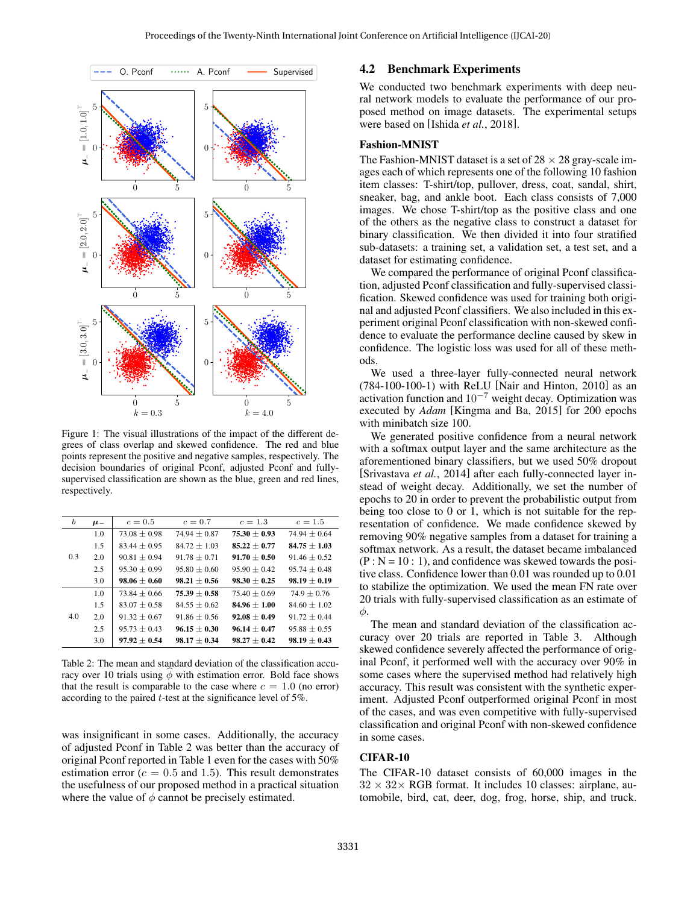Figure 1: The visual illustrations of the impact of the different degrees of class overlap and skewed confidence. The red and blue points represent the positive and negative samples, respectively. The decision boundaries of original Pconf, adjusted Pconf and fully-supervised classification are shown as the blue, green and red lines, respectively.

| $b$ | $\mu_-$ | $c = 0.5$ | $c = 0.7$ | $c = 1.3$ | $c = 1.5$ |
|---|---|---|---|---|---|
| 0.3 | 1.0 | 73.08 ± 0.98 | 74.94 ± 0.87 | **75.30 ± 0.93** | 74.94 ± 0.64 |
| | 1.5 | 83.44 ± 0.95 | 84.72 ± 1.03 | **85.22 ± 0.77** | **84.75 ± 1.03** |
| | 2.0 | 90.81 ± 0.94 | 91.78 ± 0.71 | **91.70 ± 0.50** | 91.46 ± 0.52 |
| | 2.5 | 95.30 ± 0.99 | 95.80 ± 0.60 | 95.90 ± 0.42 | 95.74 ± 0.48 |
| | 3.0 | **98.06 ± 0.60** | **98.21 ± 0.56** | **98.30 ± 0.25** | **98.19 ± 0.19** |
| 4.0 | 1.0 | 73.84 ± 0.66 | **75.39 ± 0.58** | 75.40 ± 0.69 | 74.9 ± 0.76 |
| | 1.5 | 83.07 ± 0.58 | 84.55 ± 0.62 | **84.96 ± 1.00** | 84.60 ± 1.02 |
| | 2.0 | 91.32 ± 0.67 | 91.86 ± 0.56 | **92.08 ± 0.49** | 91.72 ± 0.44 |
| | 2.5 | 95.73 ± 0.43 | **96.15 ± 0.30** | **96.14 ± 0.47** | 95.88 ± 0.55 |
| | 3.0 | **97.92 ± 0.54** | **98.17 ± 0.34** | **98.27 ± 0.42** | **98.19 ± 0.43** |

Table 2: The mean and standard deviation of the classification accuracy over 10 trials using $\hat{\phi}$ with estimation error. Bold face shows that the result is comparable to the case where $c = 1.0$ (no error) according to the paired $t$-test at the significance level of 5%.

was insignificant in some cases. Additionally, the accuracy of adjusted Pconf in Table 2 was better than the accuracy of original Pconf reported in Table 1 even for the cases with 50% estimation error ($c = 0.5$ and $1.5$). This result demonstrates the usefulness of our proposed method in a practical situation where the value of $\phi$ cannot be precisely estimated.

## 4.2 Benchmark Experiments

We conducted two benchmark experiments with deep neural network models to evaluate the performance of our proposed method on image datasets. The experimental setups were based on [Ishida *et al.*, 2018].

### Fashion-MNIST

The Fashion-MNIST dataset is a set of $28 \times 28$ gray-scale images each of which represents one of the following 10 fashion item classes: T-shirt/top, pullover, dress, coat, sandal, shirt, sneaker, bag, and ankle boot. Each class consists of 7,000 images. We chose T-shirt/top as the positive class and one of the others as the negative class to construct a dataset for binary classification. We then divided it into four stratified sub-datasets: a training set, a validation set, a test set, and a dataset for estimating confidence.

We compared the performance of original Pconf classification, adjusted Pconf classification and fully-supervised classification. Skewed confidence was used for training both original and adjusted Pconf classifiers. We also included in this experiment original Pconf classification with non-skewed confidence to evaluate the performance decline caused by skew in confidence. The logistic loss was used for all of these methods.

We used a three-layer fully-connected neural network (784-100-100-1) with ReLU [Nair and Hinton, 2010] as an activation function and $10^{-7}$ weight decay. Optimization was executed by *Adam* [Kingma and Ba, 2015] for 200 epochs with minibatch size 100.

We generated positive confidence from a neural network with a softmax output layer and the same architecture as the aforementioned binary classifiers, but we used 50% dropout [Srivastava *et al.*, 2014] after each fully-connected layer instead of weight decay. Additionally, we set the number of epochs to 20 in order to prevent the probabilistic output from being too close to 0 or 1, which is not suitable for the representation of confidence. We made confidence skewed by removing 90% negative samples from a dataset for training a softmax network. As a result, the dataset became imbalanced (P : N = 10 : 1), and confidence was skewed towards the positive class. Confidence lower than 0.01 was rounded up to 0.01 to stabilize the optimization. We used the mean FN rate over 20 trials with fully-supervised classification as an estimate of $\phi$.

The mean and standard deviation of the classification accuracy over 20 trials are reported in Table 3. Although skewed confidence severely affected the performance of original Pconf, it performed well with the accuracy over 90% in some cases where the supervised method had relatively high accuracy. This result was consistent with the synthetic experiment. Adjusted Pconf outperformed original Pconf in most of the cases, and was even competitive with fully-supervised classification and original Pconf with non-skewed confidence in some cases.

### CIFAR-10

The CIFAR-10 dataset consists of 60,000 images in the $32 \times 32\times$ RGB format. It includes 10 classes: airplane, automobile, bird, cat, deer, dog, frog, horse, ship, and truck.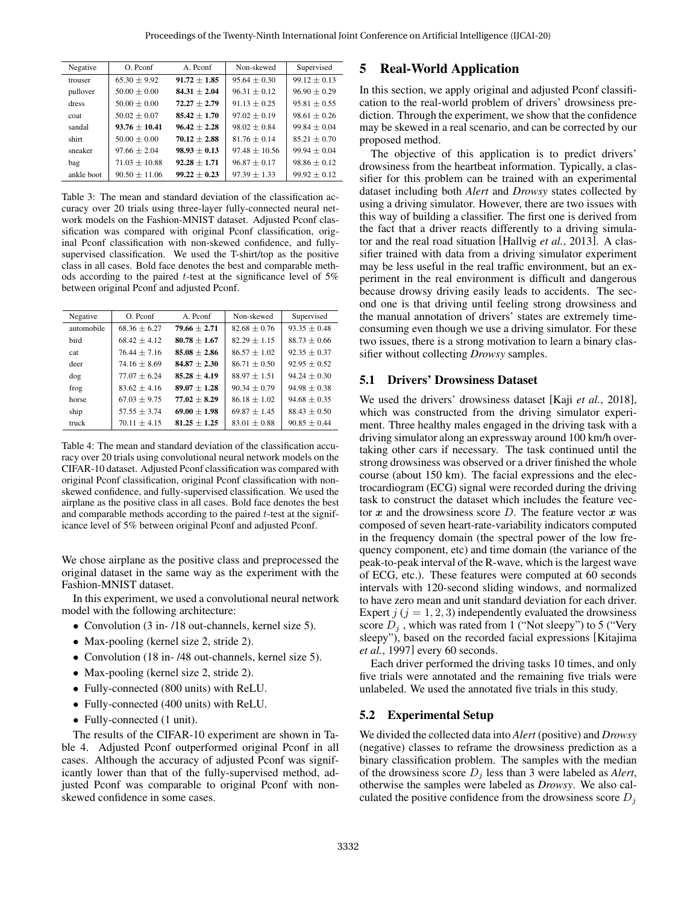| Negative | O. Pconf | A. Pconf | Non-skewed | Supervised |
|---|---|---|---|---|
| trouser | $65.30 \pm 9.92$ | $\mathbf{91.72 \pm 1.85}$ | $95.64 \pm 0.30$ | $99.12 \pm 0.13$ |
| pullover | $50.00 \pm 0.00$ | $\mathbf{84.31 \pm 2.04}$ | $96.31 \pm 0.12$ | $96.90 \pm 0.29$ |
| dress | $50.00 \pm 0.00$ | $\mathbf{72.27 \pm 2.79}$ | $91.13 \pm 0.25$ | $95.81 \pm 0.55$ |
| coat | $50.02 \pm 0.07$ | $\mathbf{85.42 \pm 1.70}$ | $97.02 \pm 0.19$ | $98.61 \pm 0.26$ |
| sandal | $\mathbf{93.76 \pm 10.41}$ | $\mathbf{96.42 \pm 2.28}$ | $98.02 \pm 0.84$ | $99.84 \pm 0.04$ |
| shirt | $50.00 \pm 0.00$ | $\mathbf{70.12 \pm 2.88}$ | $81.76 \pm 0.14$ | $85.21 \pm 0.70$ |
| sneaker | $97.66 \pm 2.04$ | $\mathbf{98.93 \pm 0.13}$ | $97.48 \pm 10.56$ | $99.94 \pm 0.04$ |
| bag | $71.03 \pm 10.88$ | $\mathbf{92.28 \pm 1.71}$ | $96.87 \pm 0.17$ | $98.86 \pm 0.12$ |
| ankle boot | $90.50 \pm 11.06$ | $\mathbf{99.22 \pm 0.23}$ | $97.39 \pm 1.33$ | $99.92 \pm 0.12$ |

Table 3: The mean and standard deviation of the classification accuracy over 20 trials using three-layer fully-connected neural network models on the Fashion-MNIST dataset. Adjusted Pconf classification was compared with original Pconf classification, original Pconf classification with non-skewed confidence, and fully-supervised classification. We used the T-shirt/top as the positive class in all cases. Bold face denotes the best and comparable methods according to the paired $t$-test at the significance level of 5% between original Pconf and adjusted Pconf.

| Negative | O. Pconf | A. Pconf | Non-skewed | Supervised |
|---|---|---|---|---|
| automobile | $68.36 \pm 6.27$ | $\mathbf{79.66 \pm 2.71}$ | $82.68 \pm 0.76$ | $93.35 \pm 0.48$ |
| bird | $68.42 \pm 4.12$ | $\mathbf{80.78 \pm 1.67}$ | $82.29 \pm 1.15$ | $88.73 \pm 0.66$ |
| cat | $76.44 \pm 7.16$ | $\mathbf{85.08 \pm 2.86}$ | $86.57 \pm 1.02$ | $92.35 \pm 0.37$ |
| deer | $74.16 \pm 8.69$ | $\mathbf{84.87 \pm 2.30}$ | $86.71 \pm 0.50$ | $92.95 \pm 0.52$ |
| dog | $77.07 \pm 6.24$ | $\mathbf{85.28 \pm 4.19}$ | $88.97 \pm 1.51$ | $94.24 \pm 0.30$ |
| frog | $83.62 \pm 4.16$ | $\mathbf{89.07 \pm 1.28}$ | $90.34 \pm 0.79$ | $94.98 \pm 0.38$ |
| horse | $67.03 \pm 9.75$ | $\mathbf{77.02 \pm 8.29}$ | $86.18 \pm 1.02$ | $94.68 \pm 0.35$ |
| ship | $57.55 \pm 3.74$ | $\mathbf{69.00 \pm 1.98}$ | $69.87 \pm 1.45$ | $88.43 \pm 0.50$ |
| truck | $70.11 \pm 4.15$ | $\mathbf{81.25 \pm 1.25}$ | $83.01 \pm 0.88$ | $90.85 \pm 0.44$ |

Table 4: The mean and standard deviation of the classification accuracy over 20 trials using convolutional neural network models on the CIFAR-10 dataset. Adjusted Pconf classification was compared with original Pconf classification, original Pconf classification with non-skewed confidence, and fully-supervised classification. We used the airplane as the positive class in all cases. Bold face denotes the best and comparable methods according to the paired $t$-test at the significance level of 5% between original Pconf and adjusted Pconf.

We chose airplane as the positive class and preprocessed the original dataset in the same way as the experiment with the Fashion-MNIST dataset.

In this experiment, we used a convolutional neural network model with the following architecture:

- Convolution (3 in- /18 out-channels, kernel size 5).
- Max-pooling (kernel size 2, stride 2).
- Convolution (18 in- /48 out-channels, kernel size 5).
- Max-pooling (kernel size 2, stride 2).
- Fully-connected (800 units) with ReLU.
- Fully-connected (400 units) with ReLU.
- Fully-connected (1 unit).

The results of the CIFAR-10 experiment are shown in Table 4. Adjusted Pconf outperformed original Pconf in all cases. Although the accuracy of adjusted Pconf was significantly lower than that of the fully-supervised method, adjusted Pconf was comparable to original Pconf with non-skewed confidence in some cases.

# 5 Real-World Application

In this section, we apply original and adjusted Pconf classification to the real-world problem of drivers' drowsiness prediction. Through the experiment, we show that the confidence may be skewed in a real scenario, and can be corrected by our proposed method.

The objective of this application is to predict drivers' drowsiness from the heartbeat information. Typically, a classifier for this problem can be trained with an experimental dataset including both *Alert* and *Drowsy* states collected by using a driving simulator. However, there are two issues with this way of building a classifier. The first one is derived from the fact that a driver reacts differently to a driving simulator and the real road situation [Hallvig *et al.*, 2013]. A classifier trained with data from a driving simulator experiment may be less useful in the real traffic environment, but an experiment in the real environment is difficult and dangerous because drowsy driving easily leads to accidents. The second one is that driving until feeling strong drowsiness and the manual annotation of drivers' states are extremely time-consuming even though we use a driving simulator. For these two issues, there is a strong motivation to learn a binary classifier without collecting *Drowsy* samples.

## 5.1 Drivers' Drowsiness Dataset

We used the drivers' drowsiness dataset [Kaji *et al.*, 2018], which was constructed from the driving simulator experiment. Three healthy males engaged in the driving task with a driving simulator along an expressway around 100 km/h overtaking other cars if necessary. The task continued until the strong drowsiness was observed or a driver finished the whole course (about 150 km). The facial expressions and the electrocardiogram (ECG) signal were recorded during the driving task to construct the dataset which includes the feature vector $\boldsymbol{x}$ and the drowsiness score $D$. The feature vector $\boldsymbol{x}$ was composed of seven heart-rate-variability indicators computed in the frequency domain (the spectral power of the low frequency component, etc) and time domain (the variance of the peak-to-peak interval of the R-wave, which is the largest wave of ECG, etc.). These features were computed at 60 seconds intervals with 120-second sliding windows, and normalized to have zero mean and unit standard deviation for each driver. Expert $j$ ($j = 1, 2, 3$) independently evaluated the drowsiness score $D_j$, which was rated from 1 ("Not sleepy") to 5 ("Very sleepy"), based on the recorded facial expressions [Kitajima *et al.*, 1997] every 60 seconds.

Each driver performed the driving tasks 10 times, and only five trials were annotated and the remaining five trials were unlabeled. We used the annotated five trials in this study.

## 5.2 Experimental Setup

We divided the collected data into *Alert* (positive) and *Drowsy* (negative) classes to reframe the drowsiness prediction as a binary classification problem. The samples with the median of the drowsiness score $D_j$ less than 3 were labeled as *Alert*, otherwise the samples were labeled as *Drowsy*. We also calculated the positive confidence from the drowsiness score $D_j$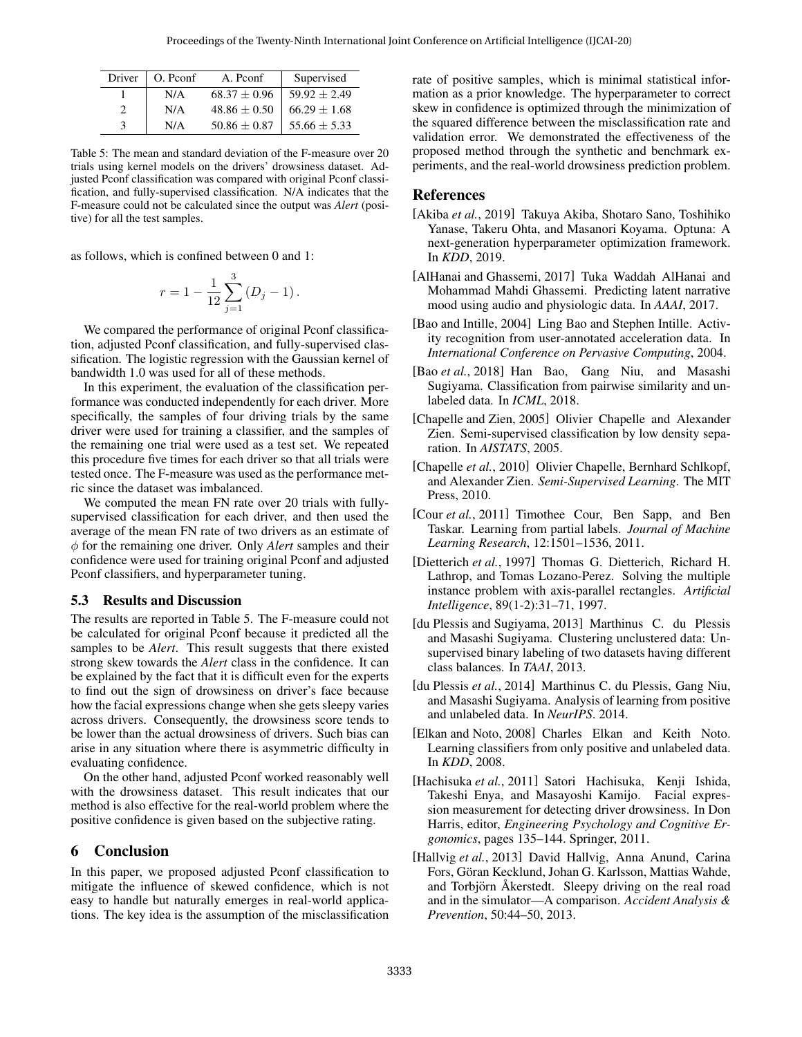| Driver | O. Pconf | A. Pconf | Supervised |
|---|---|---|---|
| 1 | N/A | $68.37 \pm 0.96$ | $59.92 \pm 2.49$ |
| 2 | N/A | $48.86 \pm 0.50$ | $66.29 \pm 1.68$ |
| 3 | N/A | $50.86 \pm 0.87$ | $55.66 \pm 5.33$ |

Table 5: The mean and standard deviation of the F-measure over 20 trials using kernel models on the drivers' drowsiness dataset. Adjusted Pconf classification was compared with original Pconf classification, and fully-supervised classification. N/A indicates that the F-measure could not be calculated since the output was *Alert* (positive) for all the test samples.

as follows, which is confined between 0 and 1:

$$r = 1 - \frac{1}{12} \sum_{j=1}^{3} (D_j - 1) .$$

We compared the performance of original Pconf classification, adjusted Pconf classification, and fully-supervised classification. The logistic regression with the Gaussian kernel of bandwidth 1.0 was used for all of these methods.

In this experiment, the evaluation of the classification performance was conducted independently for each driver. More specifically, the samples of four driving trials by the same driver were used for training a classifier, and the samples of the remaining one trial were used as a test set. We repeated this procedure five times for each driver so that all trials were tested once. The F-measure was used as the performance metric since the dataset was imbalanced.

We computed the mean FN rate over 20 trials with fully-supervised classification for each driver, and then used the average of the mean FN rate of two drivers as an estimate of $\phi$ for the remaining one driver. Only *Alert* samples and their confidence were used for training original Pconf and adjusted Pconf classifiers, and hyperparameter tuning.

### 5.3 Results and Discussion

The results are reported in Table 5. The F-measure could not be calculated for original Pconf because it predicted all the samples to be *Alert*. This result suggests that there existed strong skew towards the *Alert* class in the confidence. It can be explained by the fact that it is difficult even for the experts to find out the sign of drowsiness on driver's face because how the facial expressions change when she gets sleepy varies across drivers. Consequently, the drowsiness score tends to be lower than the actual drowsiness of drivers. Such bias can arise in any situation where there is asymmetric difficulty in evaluating confidence.

On the other hand, adjusted Pconf worked reasonably well with the drowsiness dataset. This result indicates that our method is also effective for the real-world problem where the positive confidence is given based on the subjective rating.

## 6 Conclusion

In this paper, we proposed adjusted Pconf classification to mitigate the influence of skewed confidence, which is not easy to handle but naturally emerges in real-world applications. The key idea is the assumption of the misclassification rate of positive samples, which is minimal statistical information as a prior knowledge. The hyperparameter to correct skew in confidence is optimized through the minimization of the squared difference between the misclassification rate and validation error. We demonstrated the effectiveness of the proposed method through the synthetic and benchmark experiments, and the real-world drowsiness prediction problem.

## References

[Akiba *et al.*, 2019] Takuya Akiba, Shotaro Sano, Toshihiko Yanase, Takeru Ohta, and Masanori Koyama. Optuna: A next-generation hyperparameter optimization framework. In *KDD*, 2019.

[AlHanai and Ghassemi, 2017] Tuka Waddah AlHanai and Mohammad Mahdi Ghassemi. Predicting latent narrative mood using audio and physiologic data. In *AAAI*, 2017.

[Bao and Intille, 2004] Ling Bao and Stephen Intille. Activity recognition from user-annotated acceleration data. In *International Conference on Pervasive Computing*, 2004.

[Bao *et al.*, 2018] Han Bao, Gang Niu, and Masashi Sugiyama. Classification from pairwise similarity and unlabeled data. In *ICML*, 2018.

[Chapelle and Zien, 2005] Olivier Chapelle and Alexander Zien. Semi-supervised classification by low density separation. In *AISTATS*, 2005.

[Chapelle *et al.*, 2010] Olivier Chapelle, Bernhard Schlkopf, and Alexander Zien. *Semi-Supervised Learning*. The MIT Press, 2010.

[Cour *et al.*, 2011] Timothee Cour, Ben Sapp, and Ben Taskar. Learning from partial labels. *Journal of Machine Learning Research*, 12:1501–1536, 2011.

[Dietterich *et al.*, 1997] Thomas G. Dietterich, Richard H. Lathrop, and Tomas Lozano-Perez. Solving the multiple instance problem with axis-parallel rectangles. *Artificial Intelligence*, 89(1-2):31–71, 1997.

[du Plessis and Sugiyama, 2013] Marthinus C. du Plessis and Masashi Sugiyama. Clustering unclustered data: Unsupervised binary labeling of two datasets having different class balances. In *TAAI*, 2013.

[du Plessis *et al.*, 2014] Marthinus C. du Plessis, Gang Niu, and Masashi Sugiyama. Analysis of learning from positive and unlabeled data. In *NeurIPS*. 2014.

[Elkan and Noto, 2008] Charles Elkan and Keith Noto. Learning classifiers from only positive and unlabeled data. In *KDD*, 2008.

[Hachisuka *et al.*, 2011] Satori Hachisuka, Kenji Ishida, Takeshi Enya, and Masayoshi Kamijo. Facial expression measurement for detecting driver drowsiness. In Don Harris, editor, *Engineering Psychology and Cognitive Ergonomics*, pages 135–144. Springer, 2011.

[Hallvig *et al.*, 2013] David Hallvig, Anna Anund, Carina Fors, Göran Kecklund, Johan G. Karlsson, Mattias Wahde, and Torbjörn Åkerstedt. Sleepy driving on the real road and in the simulator—A comparison. *Accident Analysis & Prevention*, 50:44–50, 2013.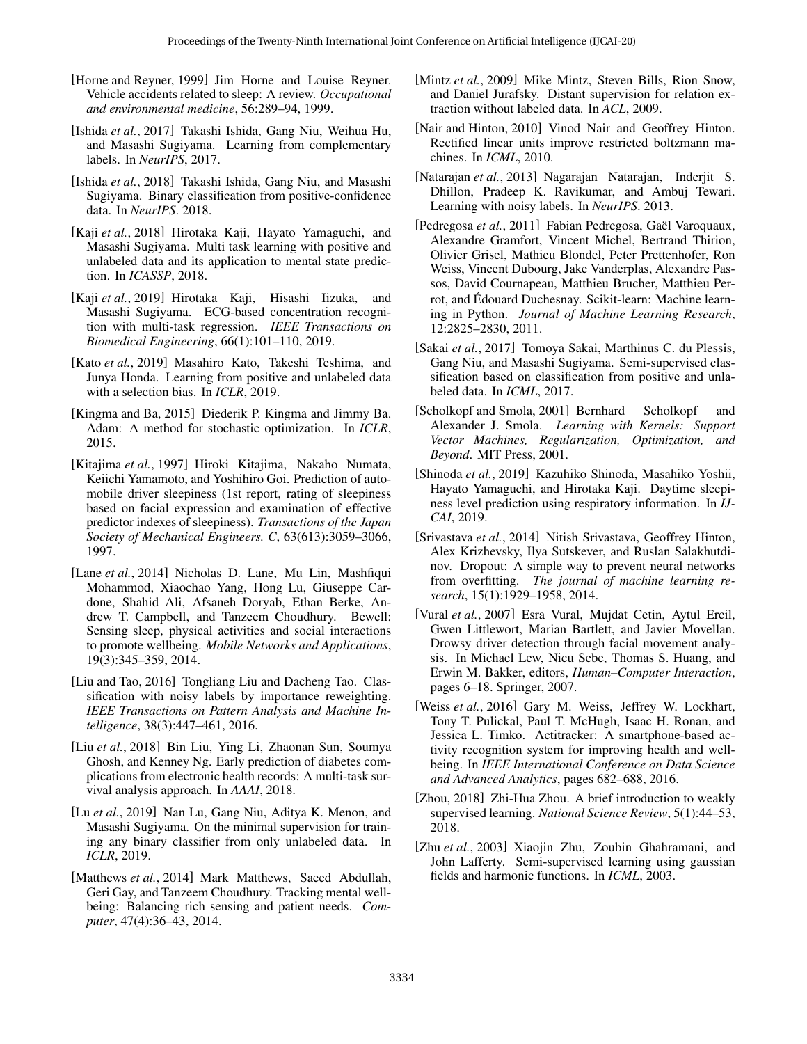[Horne and Reyner, 1999] Jim Horne and Louise Reyner. Vehicle accidents related to sleep: A review. *Occupational and environmental medicine*, 56:289–94, 1999.

[Ishida *et al.*, 2017] Takashi Ishida, Gang Niu, Weihua Hu, and Masashi Sugiyama. Learning from complementary labels. In *NeurIPS*, 2017.

[Ishida *et al.*, 2018] Takashi Ishida, Gang Niu, and Masashi Sugiyama. Binary classification from positive-confidence data. In *NeurIPS*. 2018.

[Kaji *et al.*, 2018] Hirotaka Kaji, Hayato Yamaguchi, and Masashi Sugiyama. Multi task learning with positive and unlabeled data and its application to mental state prediction. In *ICASSP*, 2018.

[Kaji *et al.*, 2019] Hirotaka Kaji, Hisashi Iizuka, and Masashi Sugiyama. ECG-based concentration recognition with multi-task regression. *IEEE Transactions on Biomedical Engineering*, 66(1):101–110, 2019.

[Kato *et al.*, 2019] Masahiro Kato, Takeshi Teshima, and Junya Honda. Learning from positive and unlabeled data with a selection bias. In *ICLR*, 2019.

[Kingma and Ba, 2015] Diederik P. Kingma and Jimmy Ba. Adam: A method for stochastic optimization. In *ICLR*, 2015.

[Kitajima *et al.*, 1997] Hiroki Kitajima, Nakaho Numata, Keiichi Yamamoto, and Yoshihiro Goi. Prediction of automobile driver sleepiness (1st report, rating of sleepiness based on facial expression and examination of effective predictor indexes of sleepiness). *Transactions of the Japan Society of Mechanical Engineers. C*, 63(613):3059–3066, 1997.

[Lane *et al.*, 2014] Nicholas D. Lane, Mu Lin, Mashfiqui Mohammod, Xiaochao Yang, Hong Lu, Giuseppe Cardone, Shahid Ali, Afsaneh Doryab, Ethan Berke, Andrew T. Campbell, and Tanzeem Choudhury. Bewell: Sensing sleep, physical activities and social interactions to promote wellbeing. *Mobile Networks and Applications*, 19(3):345–359, 2014.

[Liu and Tao, 2016] Tongliang Liu and Dacheng Tao. Classification with noisy labels by importance reweighting. *IEEE Transactions on Pattern Analysis and Machine Intelligence*, 38(3):447–461, 2016.

[Liu *et al.*, 2018] Bin Liu, Ying Li, Zhaonan Sun, Soumya Ghosh, and Kenney Ng. Early prediction of diabetes complications from electronic health records: A multi-task survival analysis approach. In *AAAI*, 2018.

[Lu *et al.*, 2019] Nan Lu, Gang Niu, Aditya K. Menon, and Masashi Sugiyama. On the minimal supervision for training any binary classifier from only unlabeled data. In *ICLR*, 2019.

[Matthews *et al.*, 2014] Mark Matthews, Saeed Abdullah, Geri Gay, and Tanzeem Choudhury. Tracking mental wellbeing: Balancing rich sensing and patient needs. *Computer*, 47(4):36–43, 2014.

[Mintz *et al.*, 2009] Mike Mintz, Steven Bills, Rion Snow, and Daniel Jurafsky. Distant supervision for relation extraction without labeled data. In *ACL*, 2009.

[Nair and Hinton, 2010] Vinod Nair and Geoffrey Hinton. Rectified linear units improve restricted boltzmann machines. In *ICML*, 2010.

[Natarajan *et al.*, 2013] Nagarajan Natarajan, Inderjit S. Dhillon, Pradeep K. Ravikumar, and Ambuj Tewari. Learning with noisy labels. In *NeurIPS*. 2013.

[Pedregosa *et al.*, 2011] Fabian Pedregosa, Gaël Varoquaux, Alexandre Gramfort, Vincent Michel, Bertrand Thirion, Olivier Grisel, Mathieu Blondel, Peter Prettenhofer, Ron Weiss, Vincent Dubourg, Jake Vanderplas, Alexandre Passos, David Cournapeau, Matthieu Brucher, Matthieu Perrot, and Édouard Duchesnay. Scikit-learn: Machine learning in Python. *Journal of Machine Learning Research*, 12:2825–2830, 2011.

[Sakai *et al.*, 2017] Tomoya Sakai, Marthinus C. du Plessis, Gang Niu, and Masashi Sugiyama. Semi-supervised classification based on classification from positive and unlabeled data. In *ICML*, 2017.

[Scholkopf and Smola, 2001] Bernhard Scholkopf and Alexander J. Smola. *Learning with Kernels: Support Vector Machines, Regularization, Optimization, and Beyond*. MIT Press, 2001.

[Shinoda *et al.*, 2019] Kazuhiko Shinoda, Masahiko Yoshii, Hayato Yamaguchi, and Hirotaka Kaji. Daytime sleepiness level prediction using respiratory information. In *IJCAI*, 2019.

[Srivastava *et al.*, 2014] Nitish Srivastava, Geoffrey Hinton, Alex Krizhevsky, Ilya Sutskever, and Ruslan Salakhutdinov. Dropout: A simple way to prevent neural networks from overfitting. *The journal of machine learning research*, 15(1):1929–1958, 2014.

[Vural *et al.*, 2007] Esra Vural, Mujdat Cetin, Aytul Ercil, Gwen Littlewort, Marian Bartlett, and Javier Movellan. Drowsy driver detection through facial movement analysis. In Michael Lew, Nicu Sebe, Thomas S. Huang, and Erwin M. Bakker, editors, *Human–Computer Interaction*, pages 6–18. Springer, 2007.

[Weiss *et al.*, 2016] Gary M. Weiss, Jeffrey W. Lockhart, Tony T. Pulickal, Paul T. McHugh, Isaac H. Ronan, and Jessica L. Timko. Actitracker: A smartphone-based activity recognition system for improving health and wellbeing. In *IEEE International Conference on Data Science and Advanced Analytics*, pages 682–688, 2016.

[Zhou, 2018] Zhi-Hua Zhou. A brief introduction to weakly supervised learning. *National Science Review*, 5(1):44–53, 2018.

[Zhu *et al.*, 2003] Xiaojin Zhu, Zoubin Ghahramani, and John Lafferty. Semi-supervised learning using gaussian fields and harmonic functions. In *ICML*, 2003.